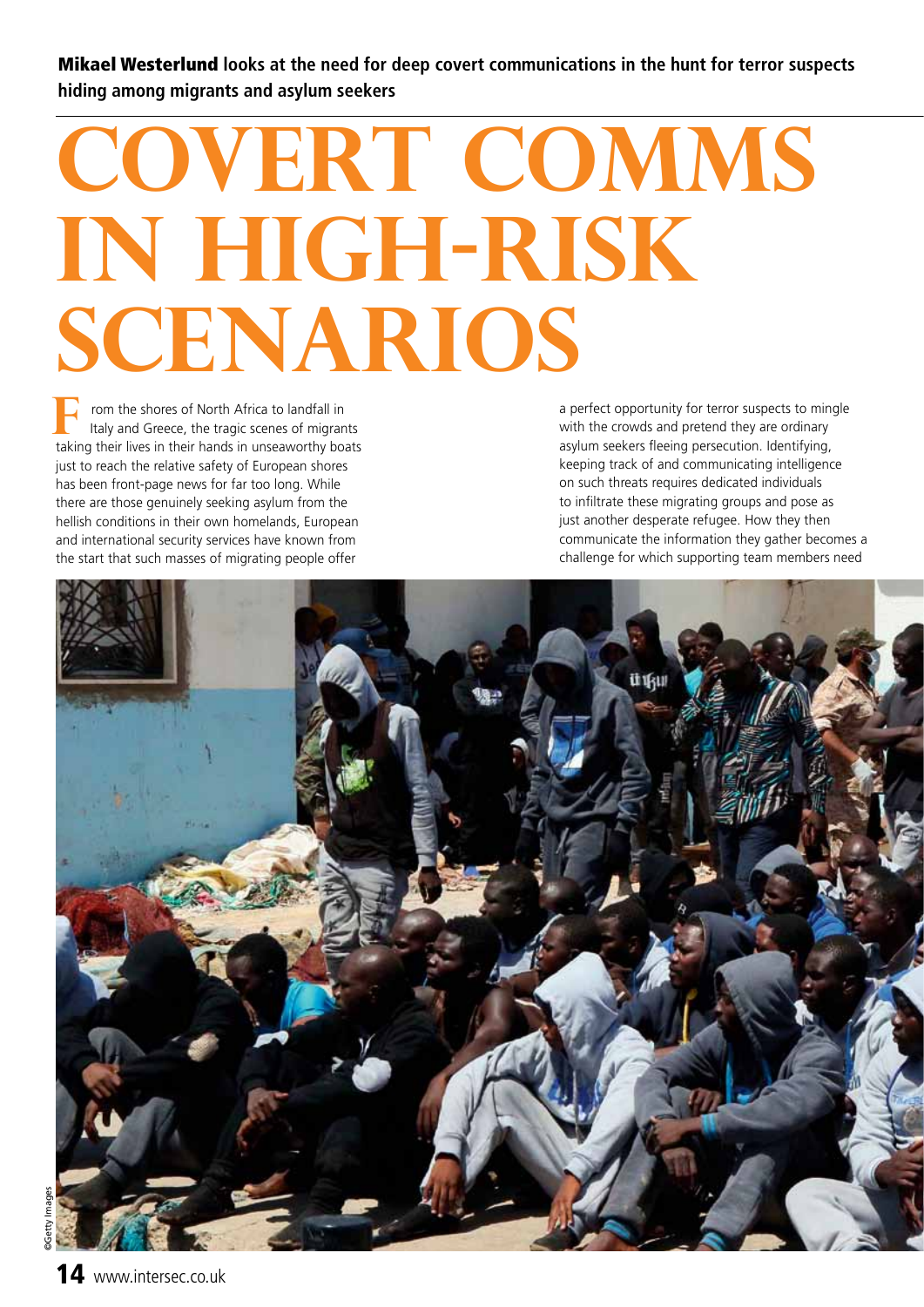**Mikael Westerlund** looks at the need for deep covert communications in the hunt for terror suspects hiding among migrants and asylum seekers

# COVERT COMMS IN HIGH-RISK SCENARIOS

From the shores of North Africa to landfall in Italy and Greece, the tragic scenes of migrants taking their lives in their hands in unseaworthy boats just to reach the relative safety of European shores has been front-page news for far too long. While there are those genuinely seeking asylum from the hellish conditions in their own homelands, European and international security services have known from the start that such masses of migrating people offer a perfect opportunity for terror suspects to mingle with the crowds and pretend they are ordinary asylum seekers fleeing persecution. Identifying, keeping track of and communicating intelligence on such threats requires dedicated individuals to infiltrate these migrating groups and pose as just another desperate refugee. How they then communicate the information they gather becomes a challenge for which supporting team members need

©Getty Images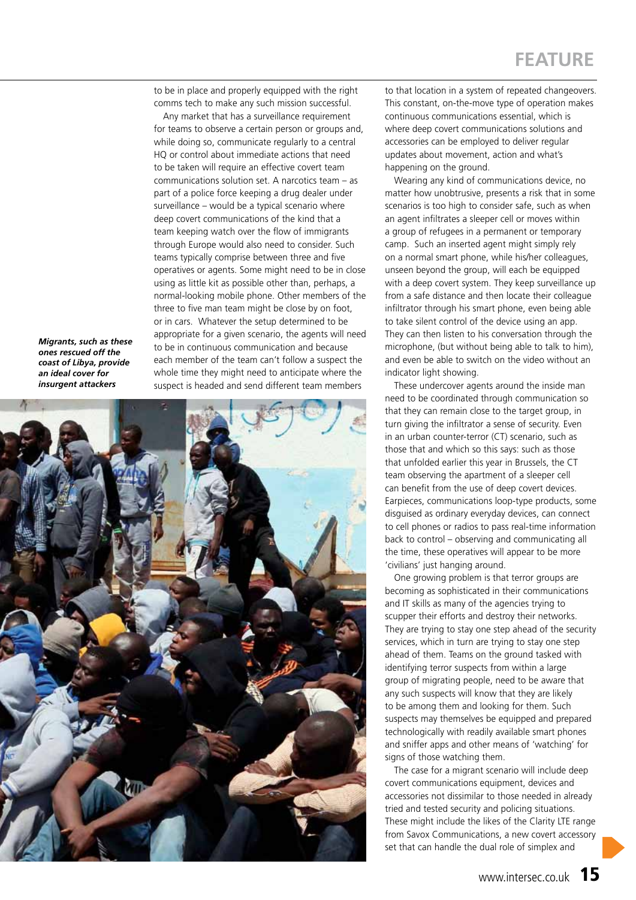to be in place and properly equipped with the right comms tech to make any such mission successful.

Any market that has a surveillance requirement for teams to observe a certain person or groups and, while doing so, communicate regularly to a central HQ or control about immediate actions that need to be taken will require an effective covert team communications solution set. A narcotics team – as part of a police force keeping a drug dealer under surveillance – would be a typical scenario where deep covert communications of the kind that a team keeping watch over the flow of immigrants through Europe would also need to consider. Such teams typically comprise between three and five operatives or agents. Some might need to be in close using as little kit as possible other than, perhaps, a normal-looking mobile phone. Other members of the three to five man team might be close by on foot, or in cars. Whatever the setup determined to be appropriate for a given scenario, the agents will need to be in continuous communication and because each member of the team can't follow a suspect the whole time they might need to anticipate where the suspect is headed and send different team members to that location in a system of repeated changeovers. This constant, on-the-move type of operation makes continuous communications essential, which is where deep covert communications solutions and accessories can be employed to deliver regular updates about movement, action and what's happening on the ground.

***Migrants, such as these ones rescued off the coast of Libya, provide an ideal cover for insurgent attackers***

Wearing any kind of communications device, no matter how unobtrusive, presents a risk that in some scenarios is too high to consider safe, such as when an agent infiltrates a sleeper cell or moves within a group of refugees in a permanent or temporary camp. Such an inserted agent might simply rely on a normal smart phone, while his/her colleagues, unseen beyond the group, will each be equipped with a deep covert system. They keep surveillance up from a safe distance and then locate their colleague infiltrator through his smart phone, even being able to take silent control of the device using an app. They can then listen to his conversation through the microphone, (but without being able to talk to him), and even be able to switch on the video without an indicator light showing.

These undercover agents around the inside man need to be coordinated through communication so that they can remain close to the target group, in turn giving the infiltrator a sense of security. Even in an urban counter-terror (CT) scenario, such as those that and which so this says: such as those that unfolded earlier this year in Brussels, the CT team observing the apartment of a sleeper cell can benefit from the use of deep covert devices. Earpieces, communications loop-type products, some disguised as ordinary everyday devices, can connect to cell phones or radios to pass real-time information back to control – observing and communicating all the time, these operatives will appear to be more 'civilians' just hanging around.

One growing problem is that terror groups are becoming as sophisticated in their communications and IT skills as many of the agencies trying to scupper their efforts and destroy their networks. They are trying to stay one step ahead of the security services, which in turn are trying to stay one step ahead of them. Teams on the ground tasked with identifying terror suspects from within a large group of migrating people, need to be aware that any such suspects will know that they are likely to be among them and looking for them. Such suspects may themselves be equipped and prepared technologically with readily available smart phones and sniffer apps and other means of 'watching' for signs of those watching them.

The case for a migrant scenario will include deep covert communications equipment, devices and accessories not dissimilar to those needed in already tried and tested security and policing situations. These might include the likes of the Clarity LTE range from Savox Communications, a new covert accessory set that can handle the dual role of simplex and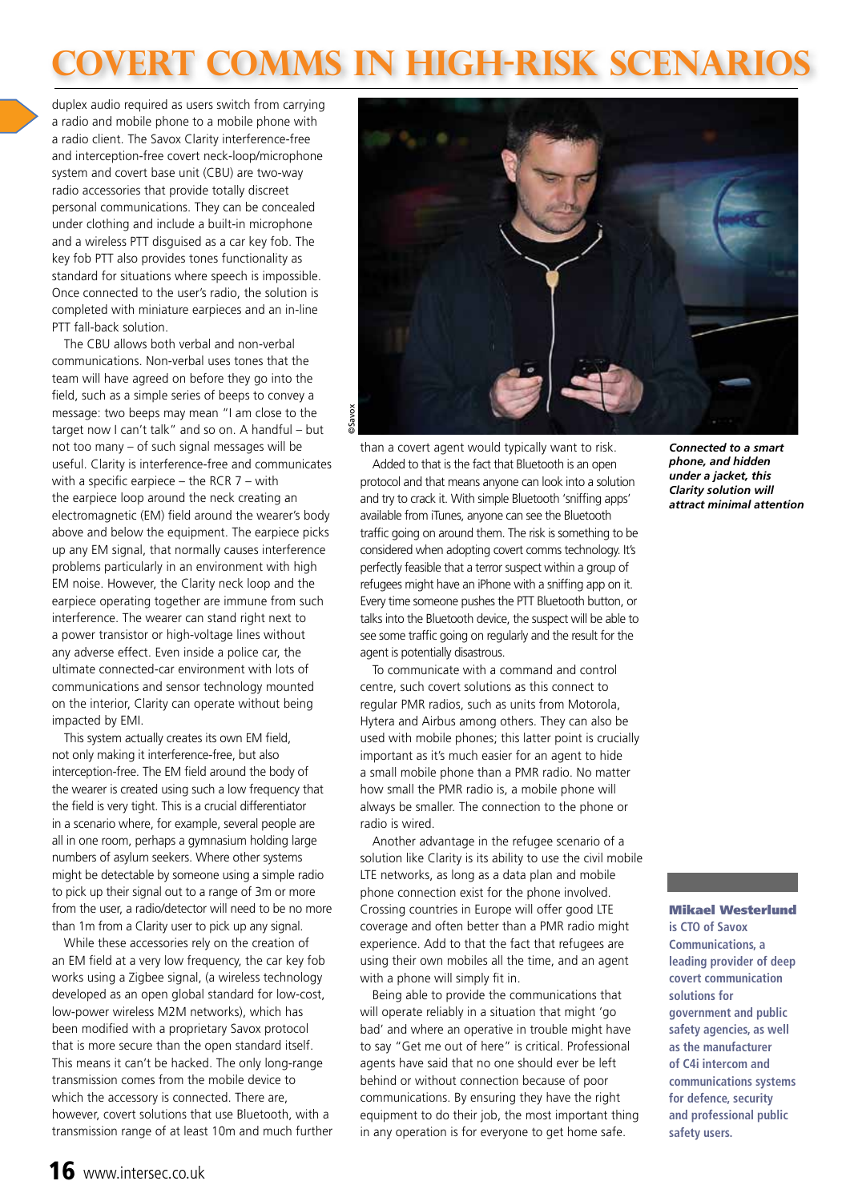duplex audio required as users switch from carrying a radio and mobile phone to a mobile phone with a radio client. The Savox Clarity interference-free and interception-free covert neck-loop/microphone system and covert base unit (CBU) are two-way radio accessories that provide totally discreet personal communications. They can be concealed under clothing and include a built-in microphone and a wireless PTT disguised as a car key fob. The key fob PTT also provides tones functionality as standard for situations where speech is impossible. Once connected to the user's radio, the solution is completed with miniature earpieces and an in-line PTT fall-back solution.

The CBU allows both verbal and non-verbal communications. Non-verbal uses tones that the team will have agreed on before they go into the field, such as a simple series of beeps to convey a message: two beeps may mean "I am close to the target now I can't talk" and so on. A handful – but not too many – of such signal messages will be useful. Clarity is interference-free and communicates with a specific earpiece – the RCR 7 – with the earpiece loop around the neck creating an electromagnetic (EM) field around the wearer's body above and below the equipment. The earpiece picks up any EM signal, that normally causes interference problems particularly in an environment with high EM noise. However, the Clarity neck loop and the earpiece operating together are immune from such interference. The wearer can stand right next to a power transistor or high-voltage lines without any adverse effect. Even inside a police car, the ultimate connected-car environment with lots of communications and sensor technology mounted on the interior, Clarity can operate without being impacted by EMI.

This system actually creates its own EM field, not only making it interference-free, but also interception-free. The EM field around the body of the wearer is created using such a low frequency that the field is very tight. This is a crucial differentiator in a scenario where, for example, several people are all in one room, perhaps a gymnasium holding large numbers of asylum seekers. Where other systems might be detectable by someone using a simple radio to pick up their signal out to a range of 3m or more from the user, a radio/detector will need to be no more than 1m from a Clarity user to pick up any signal.

While these accessories rely on the creation of an EM field at a very low frequency, the car key fob works using a Zigbee signal, (a wireless technology developed as an open global standard for low-cost, low-power wireless M2M networks), which has been modified with a proprietary Savox protocol that is more secure than the open standard itself. This means it can't be hacked. The only long-range transmission comes from the mobile device to which the accessory is connected. There are, however, covert solutions that use Bluetooth, with a transmission range of at least 10m and much further than a covert agent would typically want to risk.

Added to that is the fact that Bluetooth is an open protocol and that means anyone can look into a solution and try to crack it. With simple Bluetooth 'sniffing apps' available from iTunes, anyone can see the Bluetooth traffic going on around them. The risk is something to be considered when adopting covert comms technology. It's perfectly feasible that a terror suspect within a group of refugees might have an iPhone with a sniffing app on it. Every time someone pushes the PTT Bluetooth button, or talks into the Bluetooth device, the suspect will be able to see some traffic going on regularly and the result for the agent is potentially disastrous.

To communicate with a command and control centre, such covert solutions as this connect to regular PMR radios, such as units from Motorola, Hytera and Airbus among others. They can also be used with mobile phones; this latter point is crucially important as it's much easier for an agent to hide a small mobile phone than a PMR radio. No matter how small the PMR radio is, a mobile phone will always be smaller. The connection to the phone or radio is wired.

Another advantage in the refugee scenario of a solution like Clarity is its ability to use the civil mobile LTE networks, as long as a data plan and mobile phone connection exist for the phone involved. Crossing countries in Europe will offer good LTE coverage and often better than a PMR radio might experience. Add to that the fact that refugees are using their own mobiles all the time, and an agent with a phone will simply fit in.

Being able to provide the communications that will operate reliably in a situation that might 'go bad' and where an operative in trouble might have to say "Get me out of here" is critical. Professional agents have said that no one should ever be left behind or without connection because of poor communications. By ensuring they have the right equipment to do their job, the most important thing in any operation is for everyone to get home safe.

*Connected to a smart phone, and hidden under a jacket, this Clarity solution will attract minimal attention*

©Savox

**Mikael Westerlund** is CTO of Savox Communications, a leading provider of deep covert communication solutions for government and public safety agencies, as well as the manufacturer of C4i intercom and communications systems for defence, security and professional public safety users.